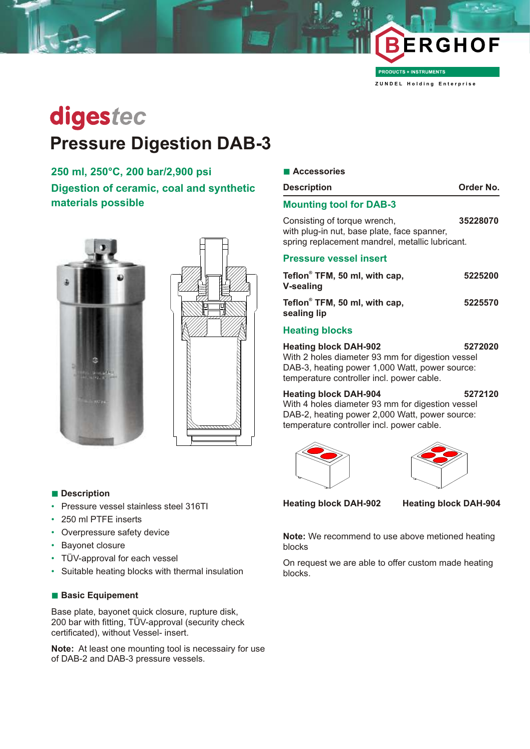# digestec

## Pressure Digestion DAB-3

**250 ml, 250°C, 200 bar/2,900 psi**

**Digestion of ceramic, coal and synthetic materials possible**

### Description

- Pressure vessel stainless steel 316TI
- 250 ml PTFE inserts
- Overpressure safety device
- Bayonet closure
- TÜV-approval for each vessel
- Suitable heating blocks with thermal insulation

### Basic Equipement

Base plate, bayonet quick closure, rupture disk, 200 bar with fitting, TÜV-approval (security check certificated), without Vessel- insert.

**Note:** At least one mounting tool is necessairy for use of DAB-2 and DAB-3 pressure vessels.

### Accessories

| Description | Order No. |
|---|---|
| **Mounting tool for DAB-3** | |
| Consisting of torque wrench, with plug-in nut, base plate, face spanner, spring replacement mandrel, metallic lubricant. | 35228070 |
| **Pressure vessel insert** | |
| **Teflon® TFM, 50 ml, with cap, V-sealing** | 5225200 |
| **Teflon® TFM, 50 ml, with cap, sealing lip** | 5225570 |
| **Heating blocks** | |
| **Heating block DAH-902** With 2 holes diameter 93 mm for digestion vessel DAB-3, heating power 1,000 Watt, power source: temperature controller incl. power cable. | 5272020 |
| **Heating block DAH-904** With 4 holes diameter 93 mm for digestion vessel DAB-2, heating power 2,000 Watt, power source: temperature controller incl. power cable. | 5272120 |

**Heating block DAH-902** **Heating block DAH-904**

**Note:** We recommend to use above metioned heating blocks

On request we are able to offer custom made heating blocks.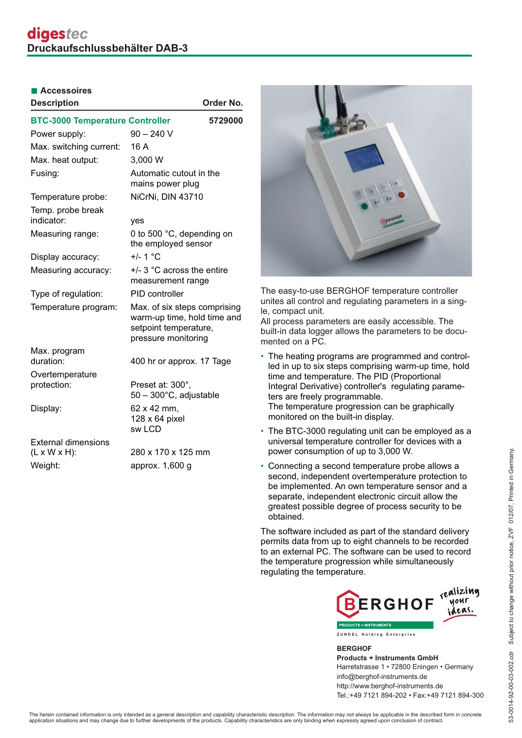**digestec**
**Druckaufschlussbehälter DAB-3**

## Accessoires

| Description | | Order No. |
|---|---|---|
| **BTC-3000 Temperature Controller** | | **5729000** |
| Power supply: | 90 – 240 V | |
| Max. switching current: | 16 A | |
| Max. heat output: | 3,000 W | |
| Fusing: | Automatic cutout in the mains power plug | |
| Temperature probe: | NiCrNi, DIN 43710 | |
| Temp. probe break indicator: | yes | |
| Measuring range: | 0 to 500 °C, depending on the employed sensor | |
| Display accuracy: | +/- 1 °C | |
| Measuring accuracy: | +/- 3 °C across the entire measurement range | |
| Type of regulation: | PID controller | |
| Temperature program: | Max. of six steps comprising warm-up time, hold time and setpoint temperature, pressure monitoring | |
| Max. program duration: | 400 hr or approx. 17 Tage | |
| Overtemperature protection: | Preset at: 300°, 50 – 300°C, adjustable | |
| Display: | 62 x 42 mm, 128 x 64 pixel sw LCD | |
| External dimensions (L x W x H): | 280 x 170 x 125 mm | |
| Weight: | approx. 1,600 g | |

The easy-to-use BERGHOF temperature controller unites all control and regulating parameters in a single, compact unit.
All process parameters are easily accessible. The built-in data logger allows the parameters to be documented on a PC.

- The heating programs are programmed and controlled in up to six steps comprising warm-up time, hold time and temperature. The PID (Proportional Integral Derivative) controller's regulating parameters are freely programmable.
  The temperature progression can be graphically monitored on the built-in display.
- The BTC-3000 regulating unit can be employed as a universal temperature controller for devices with a power consumption of up to 3,000 W.
- Connecting a second temperature probe allows a second, independent overtemperature protection to be implemented. An own temperature sensor and a separate, independent electronic circuit allow the greatest possible degree of process security to be obtained.

The software included as part of the standard delivery permits data from up to eight channels to be recorded to an external PC. The software can be used to record the temperature progression while simultaneously regulating the temperature.

BERGHOF realizing your ideas.
PRODUCTS + INSTRUMENTS
ZUNDEL Holding Enterprise

**BERGHOF**
**Products + Instruments GmbH**
Harretstrasse 1 • 72800 Eningen • Germany
info@berghof-instruments.de
http://www.berghof-instruments.de
Tel.:+49 7121 894-202 • Fax:+49 7121 894-300

53-0014-92-00-03-002.cdr Subject to change without prior notice, ZVF 012/07, Printed in Germany.

The herein contained information is only intended as a general description and capability characteristic description. The information may not always be applicable in the described form in concrete application situations and may change due to further developments of the products. Capability characteristics are only binding when expressly agreed upon conclusion of contract.